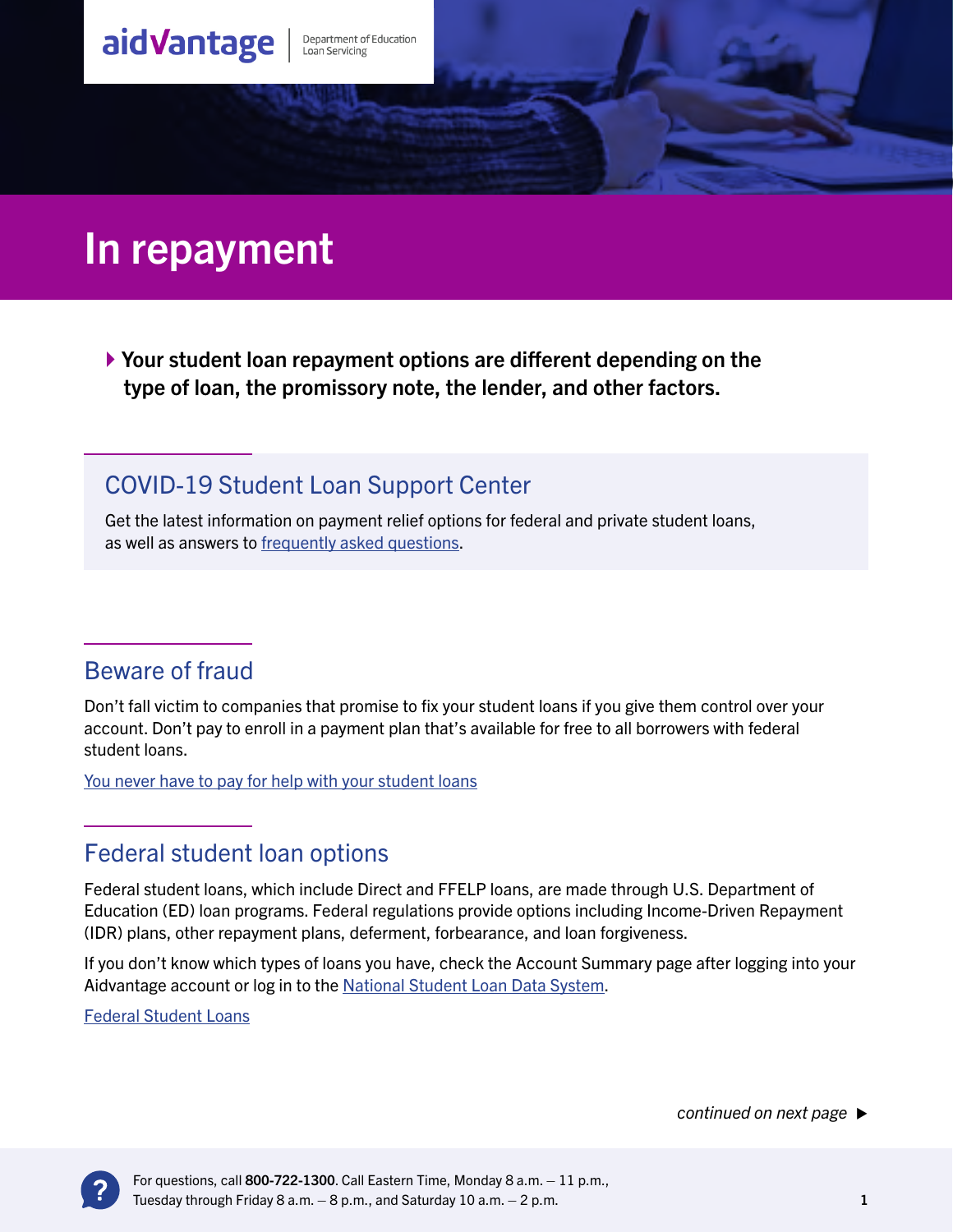# In repayment

**Your student loan repayment options are different depending on the type of loan, the promissory note, the lender, and other factors.**

## COVID-19 Student Loan Support Center

Get the latest information on payment relief options for federal and private student loans, as well as answers to frequently asked questions.

## Beware of fraud

Don't fall victim to companies that promise to fix your student loans if you give them control over your account. Don't pay to enroll in a payment plan that's available for free to all borrowers with federal student loans.

You never have to pay for help with your student loans

## Federal student loan options

Federal student loans, which include Direct and FFELP loans, are made through U.S. Department of Education (ED) loan programs. Federal regulations provide options including Income-Driven Repayment (IDR) plans, other repayment plans, deferment, forbearance, and loan forgiveness.

If you don't know which types of loans you have, check the Account Summary page after logging into your Aidvantage account or log in to the National Student Loan Data System.

Federal Student Loans

*continued on next page* ▶

For questions, call **800-722-1300**. Call Eastern Time, Monday 8 a.m. – 11 p.m., Tuesday through Friday 8 a.m. – 8 p.m., and Saturday 10 a.m. – 2 p.m.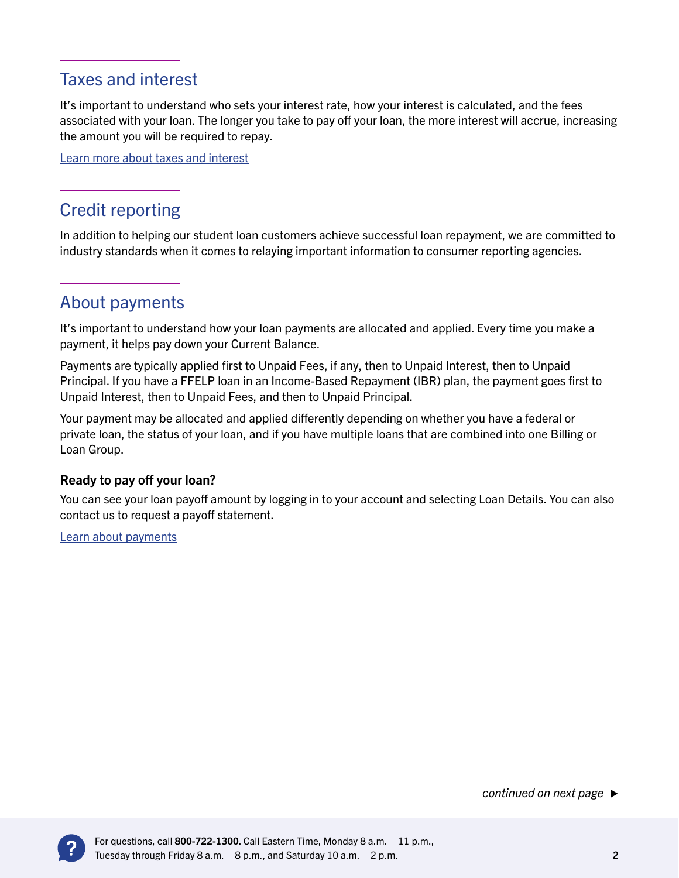## Taxes and interest

It's important to understand who sets your interest rate, how your interest is calculated, and the fees associated with your loan. The longer you take to pay off your loan, the more interest will accrue, increasing the amount you will be required to repay.

[Learn more about taxes and interest]

## Credit reporting

In addition to helping our student loan customers achieve successful loan repayment, we are committed to industry standards when it comes to relaying important information to consumer reporting agencies.

## About payments

It's important to understand how your loan payments are allocated and applied. Every time you make a payment, it helps pay down your Current Balance.

Payments are typically applied first to Unpaid Fees, if any, then to Unpaid Interest, then to Unpaid Principal. If you have a FFELP loan in an Income-Based Repayment (IBR) plan, the payment goes first to Unpaid Interest, then to Unpaid Fees, and then to Unpaid Principal.

Your payment may be allocated and applied differently depending on whether you have a federal or private loan, the status of your loan, and if you have multiple loans that are combined into one Billing or Loan Group.

**Ready to pay off your loan?**

You can see your loan payoff amount by logging in to your account and selecting Loan Details. You can also contact us to request a payoff statement.

[Learn about payments]

*continued on next page* ▶

For questions, call **800-722-1300**. Call Eastern Time, Monday 8 a.m. – 11 p.m., Tuesday through Friday 8 a.m. – 8 p.m., and Saturday 10 a.m. – 2 p.m.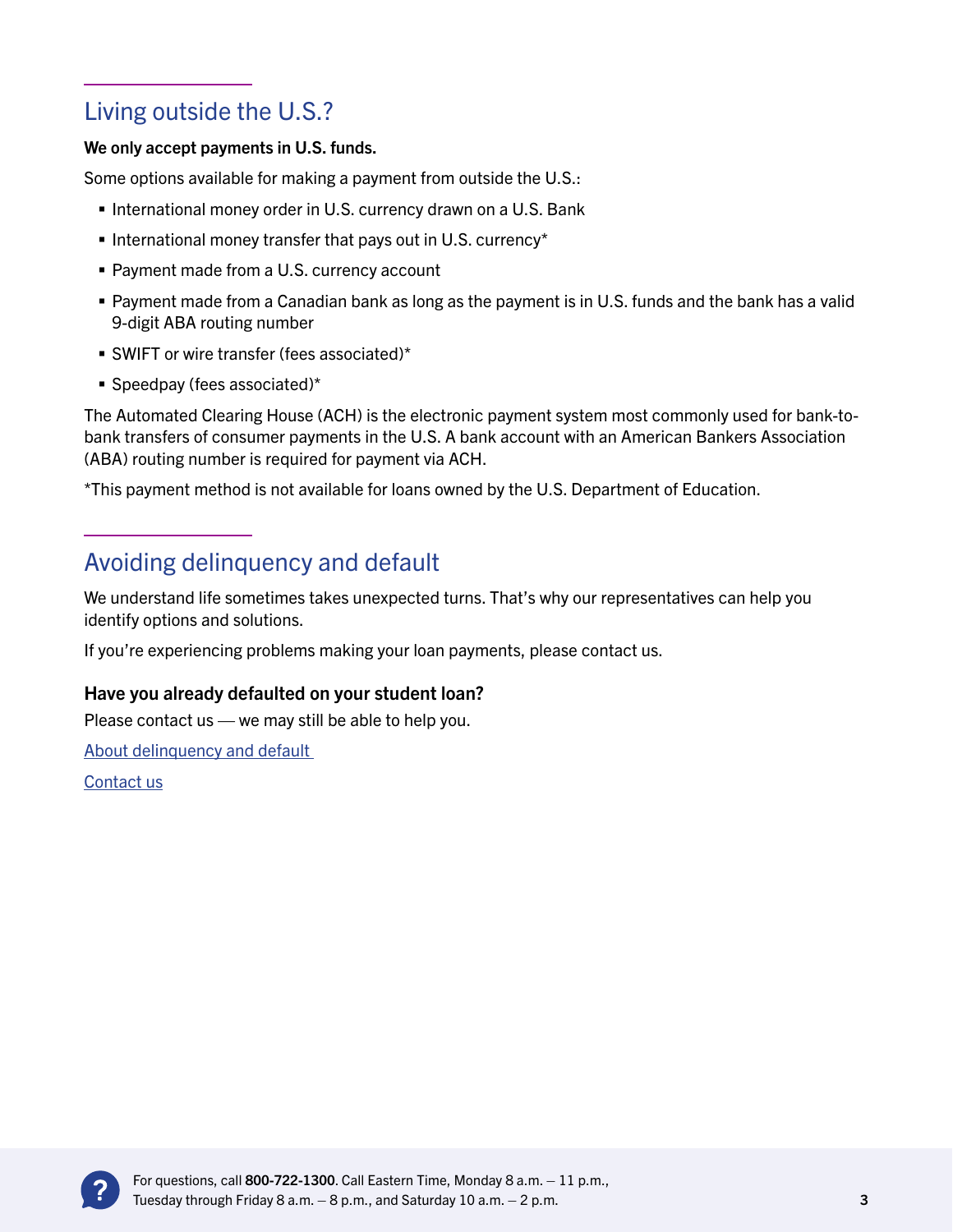## Living outside the U.S.?

**We only accept payments in U.S. funds.**

Some options available for making a payment from outside the U.S.:

- International money order in U.S. currency drawn on a U.S. Bank
- International money transfer that pays out in U.S. currency*
- Payment made from a U.S. currency account
- Payment made from a Canadian bank as long as the payment is in U.S. funds and the bank has a valid 9-digit ABA routing number
- SWIFT or wire transfer (fees associated)*
- Speedpay (fees associated)*

The Automated Clearing House (ACH) is the electronic payment system most commonly used for bank-to-bank transfers of consumer payments in the U.S. A bank account with an American Bankers Association (ABA) routing number is required for payment via ACH.

*This payment method is not available for loans owned by the U.S. Department of Education.

## Avoiding delinquency and default

We understand life sometimes takes unexpected turns. That's why our representatives can help you identify options and solutions.

If you're experiencing problems making your loan payments, please contact us.

### Have you already defaulted on your student loan?

Please contact us — we may still be able to help you.

About delinquency and default

Contact us

For questions, call **800-722-1300**. Call Eastern Time, Monday 8 a.m. – 11 p.m., Tuesday through Friday 8 a.m. – 8 p.m., and Saturday 10 a.m. – 2 p.m.